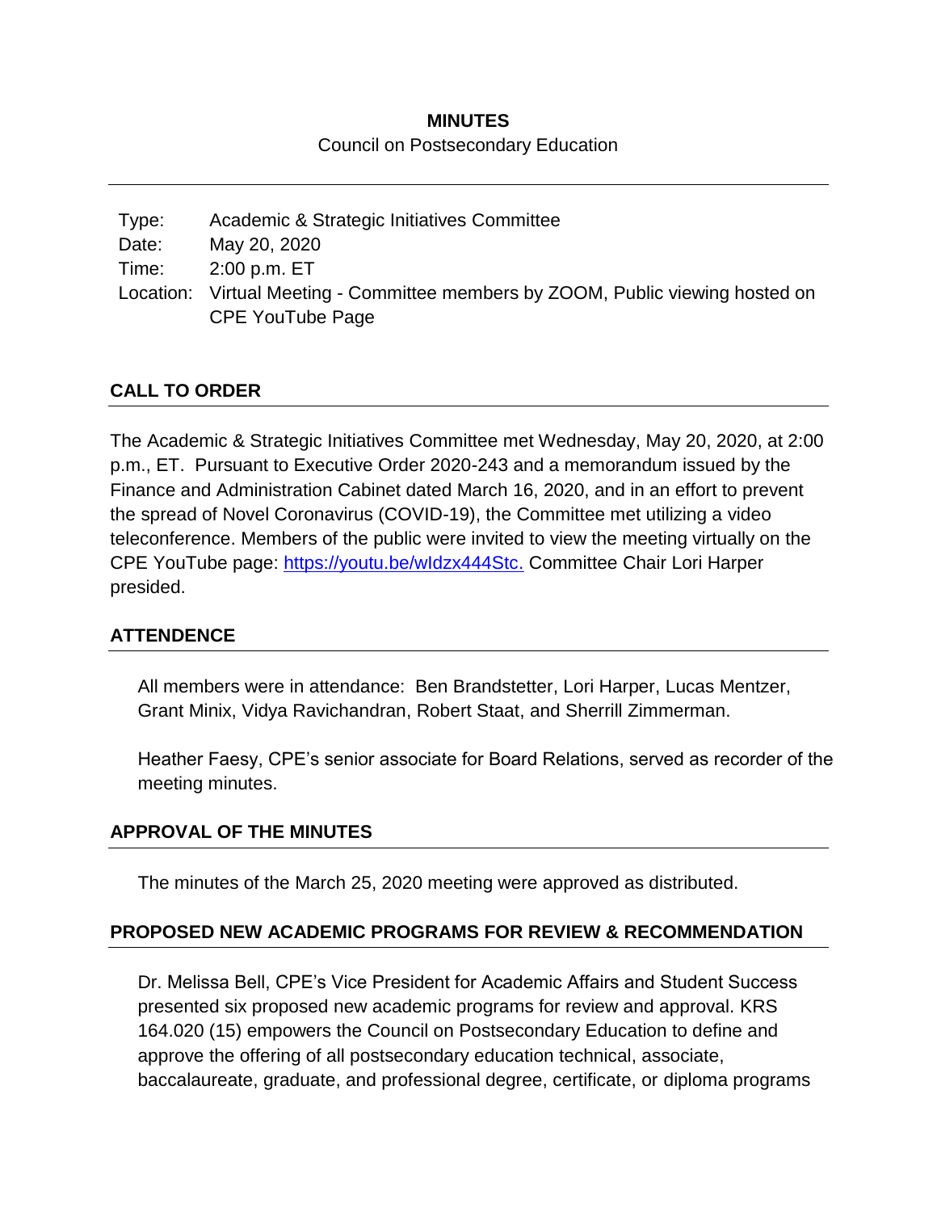**MINUTES**

Council on Postsecondary Education

| | |
|---|---|
| Type: | Academic & Strategic Initiatives Committee |
| Date: | May 20, 2020 |
| Time: | 2:00 p.m. ET |
| Location: | Virtual Meeting - Committee members by ZOOM, Public viewing hosted on CPE YouTube Page |

## CALL TO ORDER

The Academic & Strategic Initiatives Committee met Wednesday, May 20, 2020, at 2:00 p.m., ET. Pursuant to Executive Order 2020-243 and a memorandum issued by the Finance and Administration Cabinet dated March 16, 2020, and in an effort to prevent the spread of Novel Coronavirus (COVID-19), the Committee met utilizing a video teleconference. Members of the public were invited to view the meeting virtually on the CPE YouTube page: https://youtu.be/wIdzx444Stc. Committee Chair Lori Harper presided.

## ATTENDENCE

All members were in attendance: Ben Brandstetter, Lori Harper, Lucas Mentzer, Grant Minix, Vidya Ravichandran, Robert Staat, and Sherrill Zimmerman.

Heather Faesy, CPE's senior associate for Board Relations, served as recorder of the meeting minutes.

## APPROVAL OF THE MINUTES

The minutes of the March 25, 2020 meeting were approved as distributed.

## PROPOSED NEW ACADEMIC PROGRAMS FOR REVIEW & RECOMMENDATION

Dr. Melissa Bell, CPE's Vice President for Academic Affairs and Student Success presented six proposed new academic programs for review and approval. KRS 164.020 (15) empowers the Council on Postsecondary Education to define and approve the offering of all postsecondary education technical, associate, baccalaureate, graduate, and professional degree, certificate, or diploma programs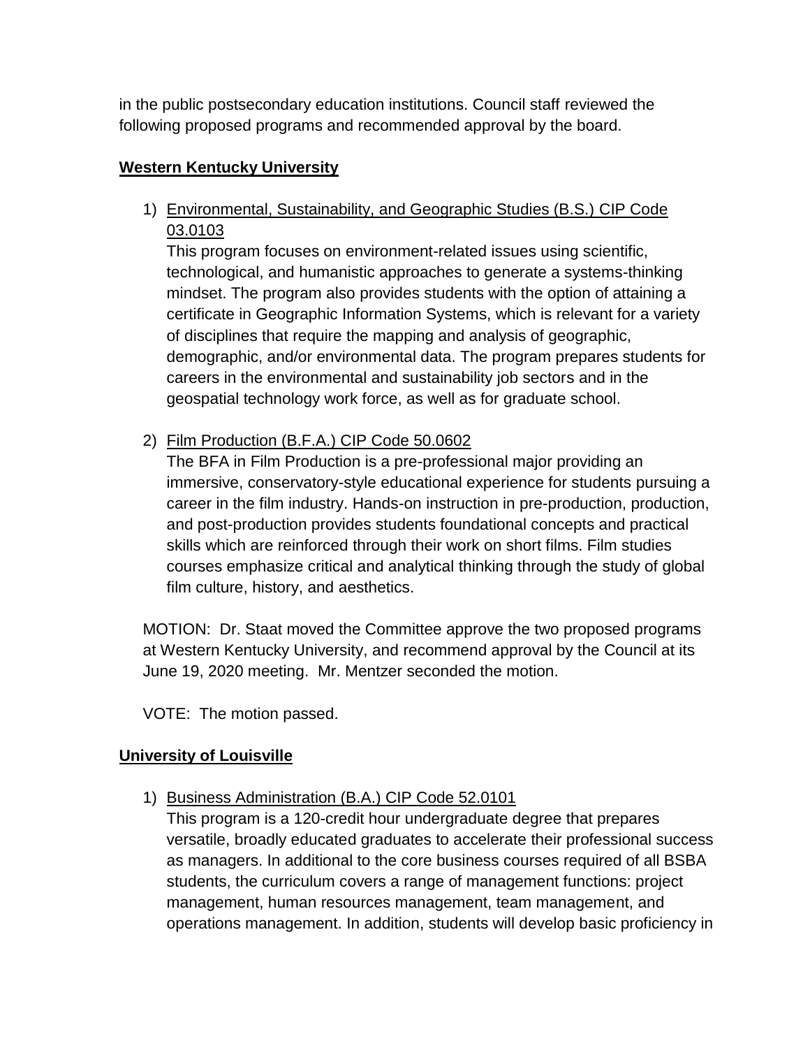in the public postsecondary education institutions. Council staff reviewed the following proposed programs and recommended approval by the board.

**Western Kentucky University**

1) Environmental, Sustainability, and Geographic Studies (B.S.) CIP Code 03.0103
   This program focuses on environment-related issues using scientific, technological, and humanistic approaches to generate a systems-thinking mindset. The program also provides students with the option of attaining a certificate in Geographic Information Systems, which is relevant for a variety of disciplines that require the mapping and analysis of geographic, demographic, and/or environmental data. The program prepares students for careers in the environmental and sustainability job sectors and in the geospatial technology work force, as well as for graduate school.

2) Film Production (B.F.A.) CIP Code 50.0602
   The BFA in Film Production is a pre-professional major providing an immersive, conservatory-style educational experience for students pursuing a career in the film industry. Hands-on instruction in pre-production, production, and post-production provides students foundational concepts and practical skills which are reinforced through their work on short films. Film studies courses emphasize critical and analytical thinking through the study of global film culture, history, and aesthetics.

MOTION: Dr. Staat moved the Committee approve the two proposed programs at Western Kentucky University, and recommend approval by the Council at its June 19, 2020 meeting. Mr. Mentzer seconded the motion.

VOTE: The motion passed.

**University of Louisville**

1) Business Administration (B.A.) CIP Code 52.0101
   This program is a 120-credit hour undergraduate degree that prepares versatile, broadly educated graduates to accelerate their professional success as managers. In additional to the core business courses required of all BSBA students, the curriculum covers a range of management functions: project management, human resources management, team management, and operations management. In addition, students will develop basic proficiency in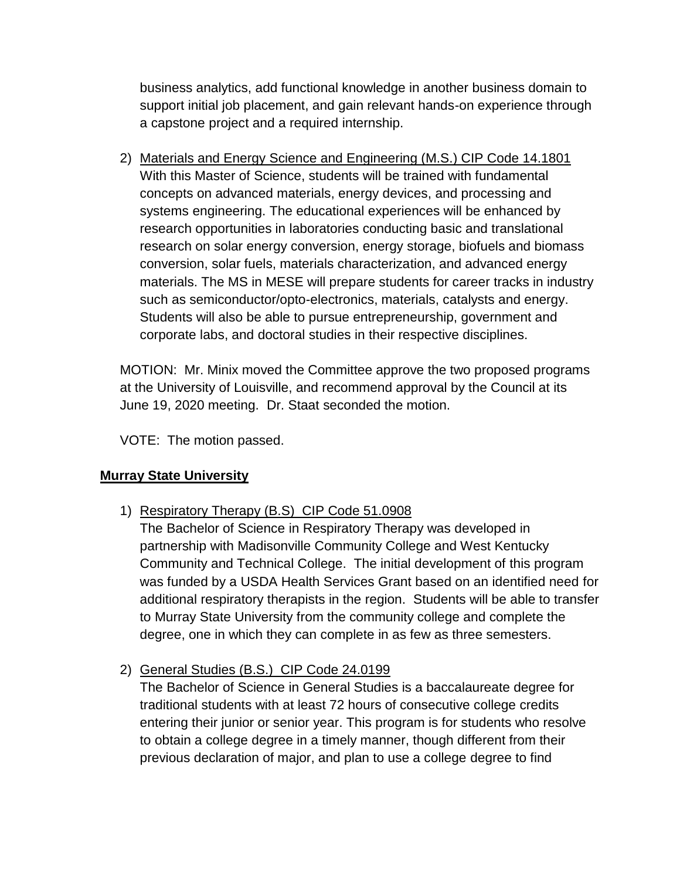business analytics, add functional knowledge in another business domain to support initial job placement, and gain relevant hands-on experience through a capstone project and a required internship.

2) Materials and Energy Science and Engineering (M.S.) CIP Code 14.1801
   With this Master of Science, students will be trained with fundamental concepts on advanced materials, energy devices, and processing and systems engineering. The educational experiences will be enhanced by research opportunities in laboratories conducting basic and translational research on solar energy conversion, energy storage, biofuels and biomass conversion, solar fuels, materials characterization, and advanced energy materials. The MS in MESE will prepare students for career tracks in industry such as semiconductor/opto-electronics, materials, catalysts and energy. Students will also be able to pursue entrepreneurship, government and corporate labs, and doctoral studies in their respective disciplines.

MOTION: Mr. Minix moved the Committee approve the two proposed programs at the University of Louisville, and recommend approval by the Council at its June 19, 2020 meeting. Dr. Staat seconded the motion.

VOTE: The motion passed.

**Murray State University**

1) Respiratory Therapy (B.S) CIP Code 51.0908
   The Bachelor of Science in Respiratory Therapy was developed in partnership with Madisonville Community College and West Kentucky Community and Technical College. The initial development of this program was funded by a USDA Health Services Grant based on an identified need for additional respiratory therapists in the region. Students will be able to transfer to Murray State University from the community college and complete the degree, one in which they can complete in as few as three semesters.

2) General Studies (B.S.) CIP Code 24.0199
   The Bachelor of Science in General Studies is a baccalaureate degree for traditional students with at least 72 hours of consecutive college credits entering their junior or senior year. This program is for students who resolve to obtain a college degree in a timely manner, though different from their previous declaration of major, and plan to use a college degree to find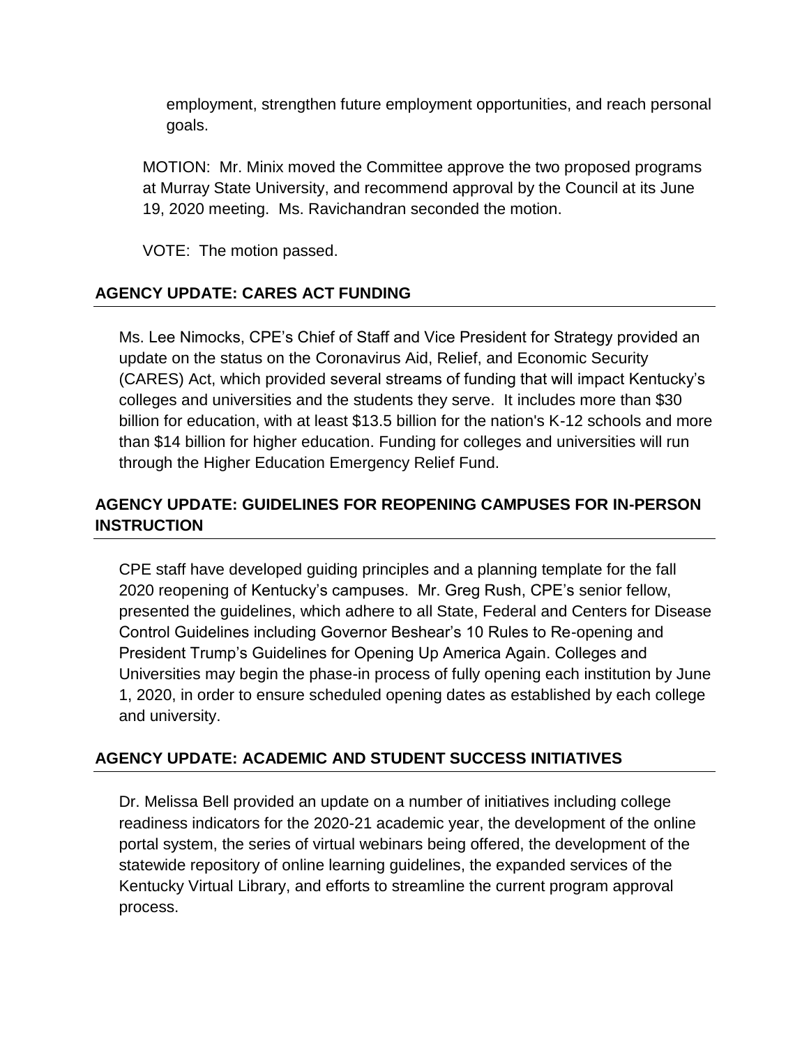employment, strengthen future employment opportunities, and reach personal goals.

MOTION: Mr. Minix moved the Committee approve the two proposed programs at Murray State University, and recommend approval by the Council at its June 19, 2020 meeting. Ms. Ravichandran seconded the motion.

VOTE: The motion passed.

## AGENCY UPDATE: CARES ACT FUNDING

Ms. Lee Nimocks, CPE's Chief of Staff and Vice President for Strategy provided an update on the status on the Coronavirus Aid, Relief, and Economic Security (CARES) Act, which provided several streams of funding that will impact Kentucky's colleges and universities and the students they serve. It includes more than $30 billion for education, with at least $13.5 billion for the nation's K-12 schools and more than $14 billion for higher education. Funding for colleges and universities will run through the Higher Education Emergency Relief Fund.

## AGENCY UPDATE: GUIDELINES FOR REOPENING CAMPUSES FOR IN-PERSON INSTRUCTION

CPE staff have developed guiding principles and a planning template for the fall 2020 reopening of Kentucky's campuses. Mr. Greg Rush, CPE's senior fellow, presented the guidelines, which adhere to all State, Federal and Centers for Disease Control Guidelines including Governor Beshear's 10 Rules to Re-opening and President Trump's Guidelines for Opening Up America Again. Colleges and Universities may begin the phase-in process of fully opening each institution by June 1, 2020, in order to ensure scheduled opening dates as established by each college and university.

## AGENCY UPDATE: ACADEMIC AND STUDENT SUCCESS INITIATIVES

Dr. Melissa Bell provided an update on a number of initiatives including college readiness indicators for the 2020-21 academic year, the development of the online portal system, the series of virtual webinars being offered, the development of the statewide repository of online learning guidelines, the expanded services of the Kentucky Virtual Library, and efforts to streamline the current program approval process.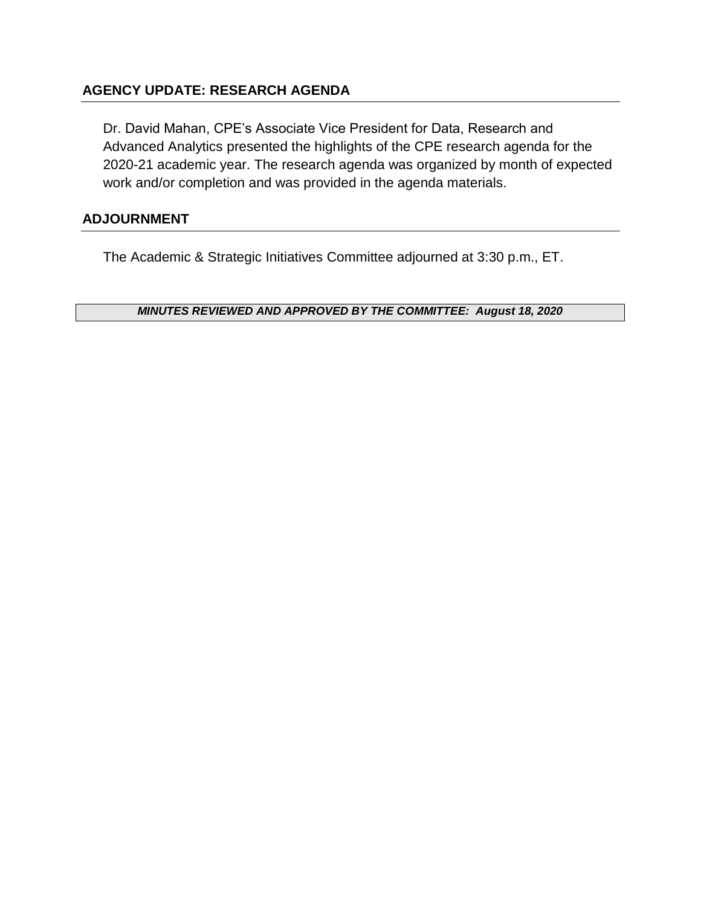## AGENCY UPDATE: RESEARCH AGENDA

Dr. David Mahan, CPE's Associate Vice President for Data, Research and Advanced Analytics presented the highlights of the CPE research agenda for the 2020-21 academic year. The research agenda was organized by month of expected work and/or completion and was provided in the agenda materials.

## ADJOURNMENT

The Academic & Strategic Initiatives Committee adjourned at 3:30 p.m., ET.

***MINUTES REVIEWED AND APPROVED BY THE COMMITTEE: August 18, 2020***